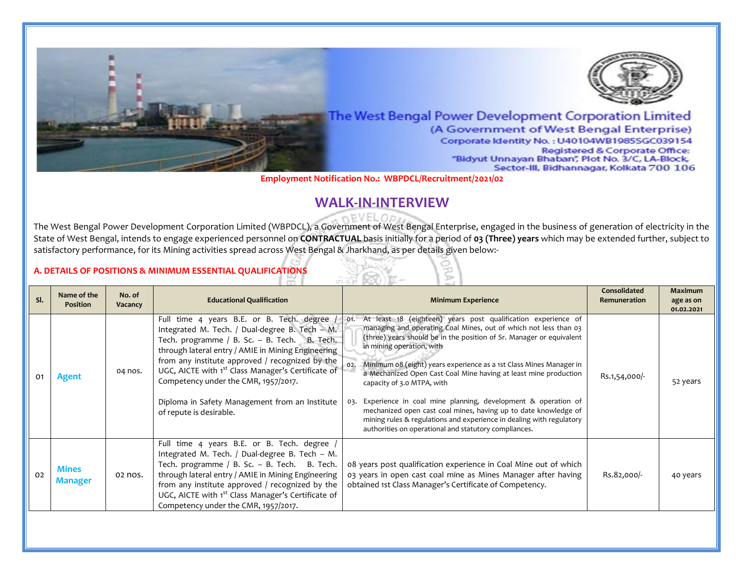The West Bengal Power Development Corporation Limited
(A Government of West Bengal Enterprise)
Corporate Identity No. : U40104WB1985SGC039154
Registered & Corporate Office:
"Bidyut Unnayan Bhaban", Plot No. 3/C, LA-Block,
Sector-III, Bidhannagar, Kolkata 700 106

**Employment Notification No.: WBPDCL/Recruitment/2021/02**

# WALK-IN-INTERVIEW

The West Bengal Power Development Corporation Limited (WBPDCL), a Government of West Bengal Enterprise, engaged in the business of generation of electricity in the State of West Bengal, intends to engage experienced personnel on **CONTRACTUAL** basis initially for a period of **03 (Three) years** which may be extended further, subject to satisfactory performance, for its Mining activities spread across West Bengal & Jharkhand, as per details given below:-

## A. DETAILS OF POSITIONS & MINIMUM ESSENTIAL QUALIFICATIONS

| Sl. | Name of the Position | No. of Vacancy | Educational Qualification | Minimum Experience | Consolidated Remuneration | Maximum age as on 01.02.2021 |
|---|---|---|---|---|---|---|
| 01 | Agent | 04 nos. | Full time 4 years B.E. or B. Tech. degree / Integrated M. Tech. / Dual-degree B. Tech – M. Tech. programme / B. Sc. – B. Tech. B. Tech. through lateral entry / AMIE in Mining Engineering from any institute approved / recognized by the UGC, AICTE with 1st Class Manager's Certificate of Competency under the CMR, 1957/2017.<br><br>Diploma in Safety Management from an Institute of repute is desirable. | 01. At least 18 (eighteen) years post qualification experience of managing and operating Coal Mines, out of which not less than 03 (three) years should be in the position of Sr. Manager or equivalent in mining operation, with<br><br>02. Minimum 08 (eight) years experience as a 1st Class Mines Manager in a Mechanized Open Cast Coal Mine having at least mine production capacity of 3.0 MTPA, with<br><br>03. Experience in coal mine planning, development & operation of mechanized open cast coal mines, having up to date knowledge of mining rules & regulations and experience in dealing with regulatory authorities on operational and statutory compliances. | Rs.1,54,000/- | 52 years |
| 02 | Mines Manager | 02 nos. | Full time 4 years B.E. or B. Tech. degree / Integrated M. Tech. / Dual-degree B. Tech – M. Tech. programme / B. Sc. – B. Tech. B. Tech. through lateral entry / AMIE in Mining Engineering from any institute approved / recognized by the UGC, AICTE with 1st Class Manager's Certificate of Competency under the CMR, 1957/2017. | 08 years post qualification experience in Coal Mine out of which 03 years in open cast coal mine as Mines Manager after having obtained 1st Class Manager's Certificate of Competency. | Rs.82,000/- | 40 years |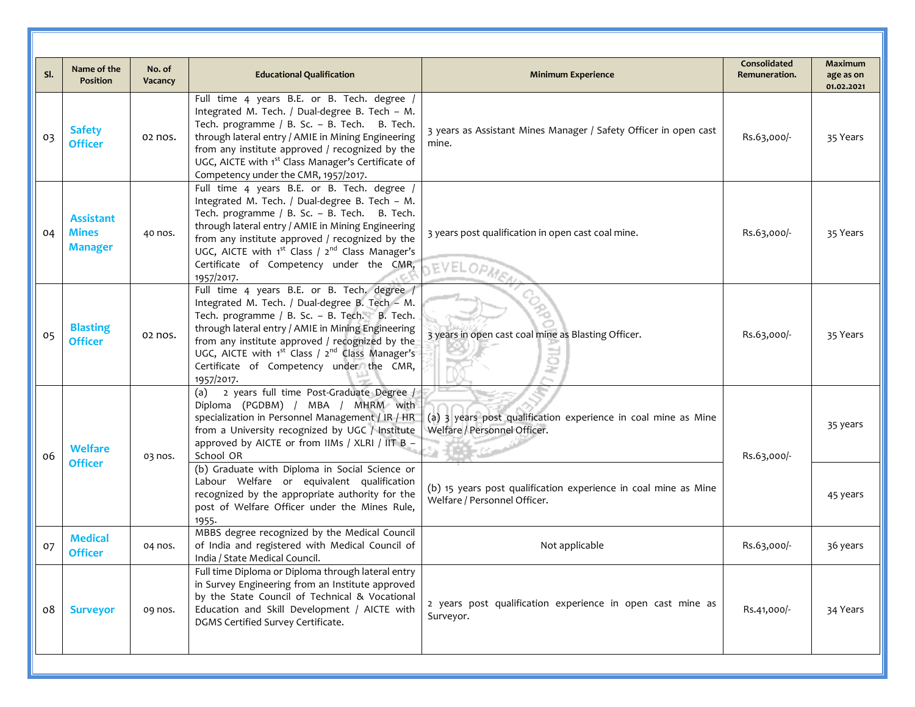| Sl. | Name of the Position | No. of Vacancy | Educational Qualification | Minimum Experience | Consolidated Remuneration. | Maximum age as on 01.02.2021 |
|---|---|---|---|---|---|---|
| 03 | **Safety Officer** | 02 nos. | Full time 4 years B.E. or B. Tech. degree / Integrated M. Tech. / Dual-degree B. Tech – M. Tech. programme / B. Sc. – B. Tech. B. Tech. through lateral entry / AMIE in Mining Engineering from any institute approved / recognized by the UGC, AICTE with 1st Class Manager's Certificate of Competency under the CMR, 1957/2017. | 3 years as Assistant Mines Manager / Safety Officer in open cast mine. | Rs.63,000/- | 35 Years |
| 04 | **Assistant Mines Manager** | 40 nos. | Full time 4 years B.E. or B. Tech. degree / Integrated M. Tech. / Dual-degree B. Tech – M. Tech. programme / B. Sc. – B. Tech. B. Tech. through lateral entry / AMIE in Mining Engineering from any institute approved / recognized by the UGC, AICTE with 1st Class / 2nd Class Manager's Certificate of Competency under the CMR, 1957/2017. | 3 years post qualification in open cast coal mine. | Rs.63,000/- | 35 Years |
| 05 | **Blasting Officer** | 02 nos. | Full time 4 years B.E. or B. Tech. degree / Integrated M. Tech. / Dual-degree B. Tech – M. Tech. programme / B. Sc. – B. Tech. B. Tech. through lateral entry / AMIE in Mining Engineering from any institute approved / recognized by the UGC, AICTE with 1st Class / 2nd Class Manager's Certificate of Competency under the CMR, 1957/2017. | 3 years in open cast coal mine as Blasting Officer. | Rs.63,000/- | 35 Years |
| 06 | **Welfare Officer** | 03 nos. | (a) 2 years full time Post-Graduate Degree / Diploma (PGDBM) / MBA / MHRM with specialization in Personnel Management / IR / HR from a University recognized by UGC / Institute approved by AICTE or from IIMs / XLRI / IIT B – School OR | (a) 3 years post qualification experience in coal mine as Mine Welfare / Personnel Officer. | Rs.63,000/- | 35 years |
| | | | (b) Graduate with Diploma in Social Science or Labour Welfare or equivalent qualification recognized by the appropriate authority for the post of Welfare Officer under the Mines Rule, 1955. | (b) 15 years post qualification experience in coal mine as Mine Welfare / Personnel Officer. | | 45 years |
| 07 | **Medical Officer** | 04 nos. | MBBS degree recognized by the Medical Council of India and registered with Medical Council of India / State Medical Council. | Not applicable | Rs.63,000/- | 36 years |
| 08 | **Surveyor** | 09 nos. | Full time Diploma or Diploma through lateral entry in Survey Engineering from an Institute approved by the State Council of Technical & Vocational Education and Skill Development / AICTE with DGMS Certified Survey Certificate. | 2 years post qualification experience in open cast mine as Surveyor. | Rs.41,000/- | 34 Years |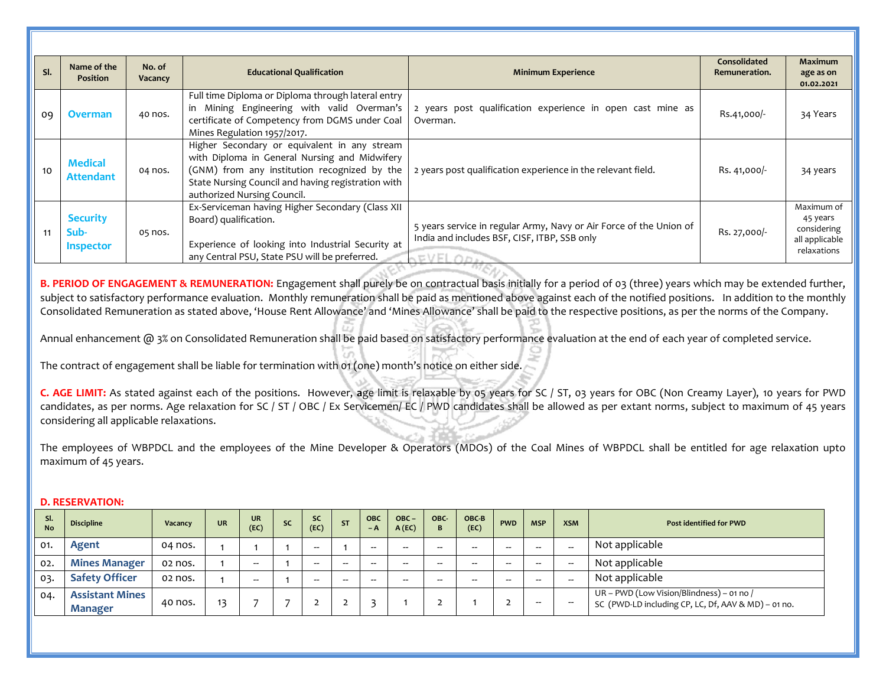| Sl. | Name of the Position | No. of Vacancy | Educational Qualification | Minimum Experience | Consolidated Remuneration. | Maximum age as on 01.02.2021 |
|---|---|---|---|---|---|---|
| 09 | **Overman** | 40 nos. | Full time Diploma or Diploma through lateral entry in Mining Engineering with valid Overman's certificate of Competency from DGMS under Coal Mines Regulation 1957/2017. | 2 years post qualification experience in open cast mine as Overman. | Rs.41,000/- | 34 Years |
| 10 | **Medical Attendant** | 04 nos. | Higher Secondary or equivalent in any stream with Diploma in General Nursing and Midwifery (GNM) from any institution recognized by the State Nursing Council and having registration with authorized Nursing Council. | 2 years post qualification experience in the relevant field. | Rs. 41,000/- | 34 years |
| 11 | **Security Sub-Inspector** | 05 nos. | Ex-Serviceman having Higher Secondary (Class XII Board) qualification.<br><br>Experience of looking into Industrial Security at any Central PSU, State PSU will be preferred. | 5 years service in regular Army, Navy or Air Force of the Union of India and includes BSF, CISF, ITBP, SSB only | Rs. 27,000/- | Maximum of 45 years considering all applicable relaxations |

**B. PERIOD OF ENGAGEMENT & REMUNERATION:** Engagement shall purely be on contractual basis initially for a period of 03 (three) years which may be extended further, subject to satisfactory performance evaluation. Monthly remuneration shall be paid as mentioned above against each of the notified positions. In addition to the monthly Consolidated Remuneration as stated above, 'House Rent Allowance' and 'Mines Allowance' shall be paid to the respective positions, as per the norms of the Company.

Annual enhancement @ 3% on Consolidated Remuneration shall be paid based on satisfactory performance evaluation at the end of each year of completed service.

The contract of engagement shall be liable for termination with 01 (one) month's notice on either side.

**C. AGE LIMIT:** As stated against each of the positions. However, age limit is relaxable by 05 years for SC / ST, 03 years for OBC (Non Creamy Layer), 10 years for PWD candidates, as per norms. Age relaxation for SC / ST / OBC / Ex Servicemen/ EC / PWD candidates shall be allowed as per extant norms, subject to maximum of 45 years considering all applicable relaxations.

The employees of WBPDCL and the employees of the Mine Developer & Operators (MDOs) of the Coal Mines of WBPDCL shall be entitled for age relaxation upto maximum of 45 years.

**D. RESERVATION:**

| Sl. No | Discipline | Vacancy | UR | UR (EC) | SC | SC (EC) | ST | OBC – A | OBC – A (EC) | OBC-B | OBC-B (EC) | PWD | MSP | XSM | Post identified for PWD |
|---|---|---|---|---|---|---|---|---|---|---|---|---|---|---|---|
| 01. | **Agent** | 04 nos. | 1 | 1 | 1 | -- | 1 | -- | -- | -- | -- | -- | -- | -- | Not applicable |
| 02. | **Mines Manager** | 02 nos. | 1 | -- | 1 | -- | -- | -- | -- | -- | -- | -- | -- | -- | Not applicable |
| 03. | **Safety Officer** | 02 nos. | 1 | -- | 1 | -- | -- | -- | -- | -- | -- | -- | -- | -- | Not applicable |
| 04. | **Assistant Mines Manager** | 40 nos. | 13 | 7 | 7 | 2 | 2 | 3 | 1 | 2 | 1 | 2 | -- | -- | UR – PWD (Low Vision/Blindness) – 01 no / SC (PWD-LD including CP, LC, Df, AAV & MD) – 01 no. |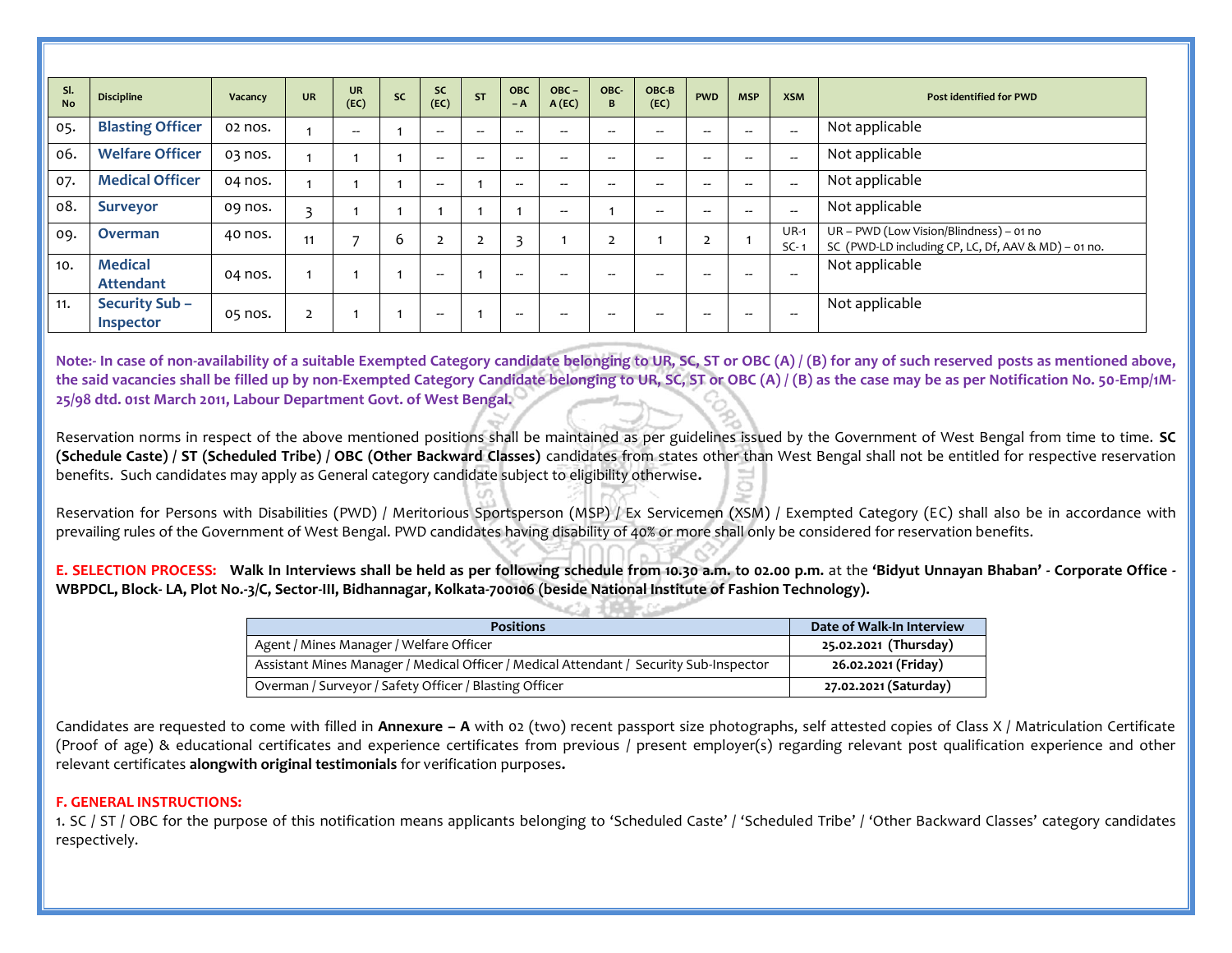| Sl. No | Discipline | Vacancy | UR | UR (EC) | SC | SC (EC) | ST | OBC – A | OBC – A (EC) | OBC-B | OBC-B (EC) | PWD | MSP | XSM | Post identified for PWD |
|---|---|---|---|---|---|---|---|---|---|---|---|---|---|---|---|
| 05. | **Blasting Officer** | 02 nos. | 1 | -- | 1 | -- | -- | -- | -- | -- | -- | -- | -- | -- | Not applicable |
| 06. | **Welfare Officer** | 03 nos. | 1 | 1 | 1 | -- | -- | -- | -- | -- | -- | -- | -- | -- | Not applicable |
| 07. | **Medical Officer** | 04 nos. | 1 | 1 | 1 | -- | 1 | -- | -- | -- | -- | -- | -- | -- | Not applicable |
| 08. | **Surveyor** | 09 nos. | 3 | 1 | 1 | 1 | 1 | 1 | -- | 1 | -- | -- | -- | -- | Not applicable |
| 09. | **Overman** | 40 nos. | 11 | 7 | 6 | 2 | 2 | 3 | 1 | 2 | 1 | 2 | 1 | UR-1 SC-1 | UR – PWD (Low Vision/Blindness) – 01 no SC (PWD-LD including CP, LC, Df, AAV & MD) – 01 no. |
| 10. | **Medical Attendant** | 04 nos. | 1 | 1 | 1 | -- | 1 | -- | -- | -- | -- | -- | -- | -- | Not applicable |
| 11. | **Security Sub – Inspector** | 05 nos. | 2 | 1 | 1 | -- | 1 | -- | -- | -- | -- | -- | -- | -- | Not applicable |

**Note:- In case of non-availability of a suitable Exempted Category candidate belonging to UR, SC, ST or OBC (A) / (B) for any of such reserved posts as mentioned above, the said vacancies shall be filled up by non-Exempted Category Candidate belonging to UR, SC, ST or OBC (A) / (B) as the case may be as per Notification No. 50-Emp/1M-25/98 dtd. 01st March 2011, Labour Department Govt. of West Bengal.**

Reservation norms in respect of the above mentioned positions shall be maintained as per guidelines issued by the Government of West Bengal from time to time. **SC (Schedule Caste) / ST (Scheduled Tribe) / OBC (Other Backward Classes)** candidates from states other than West Bengal shall not be entitled for respective reservation benefits. Such candidates may apply as General category candidate subject to eligibility otherwise**.**

Reservation for Persons with Disabilities (PWD) / Meritorious Sportsperson (MSP) / Ex Servicemen (XSM) / Exempted Category (EC) shall also be in accordance with prevailing rules of the Government of West Bengal. PWD candidates having disability of 40% or more shall only be considered for reservation benefits.

**E. SELECTION PROCESS: Walk In Interviews shall be held as per following schedule from 10.30 a.m. to 02.00 p.m.** at the **'Bidyut Unnayan Bhaban' - Corporate Office - WBPDCL, Block- LA, Plot No.-3/C, Sector-III, Bidhannagar, Kolkata-700106 (beside National Institute of Fashion Technology).**

| Positions | Date of Walk-In Interview |
|---|---|
| Agent / Mines Manager / Welfare Officer | **25.02.2021 (Thursday)** |
| Assistant Mines Manager / Medical Officer / Medical Attendant / Security Sub-Inspector | **26.02.2021 (Friday)** |
| Overman / Surveyor / Safety Officer / Blasting Officer | **27.02.2021 (Saturday)** |

Candidates are requested to come with filled in **Annexure – A** with 02 (two) recent passport size photographs, self attested copies of Class X / Matriculation Certificate (Proof of age) & educational certificates and experience certificates from previous / present employer(s) regarding relevant post qualification experience and other relevant certificates **alongwith original testimonials** for verification purposes**.**

**F. GENERAL INSTRUCTIONS:**

1. SC / ST / OBC for the purpose of this notification means applicants belonging to 'Scheduled Caste' / 'Scheduled Tribe' / 'Other Backward Classes' category candidates respectively.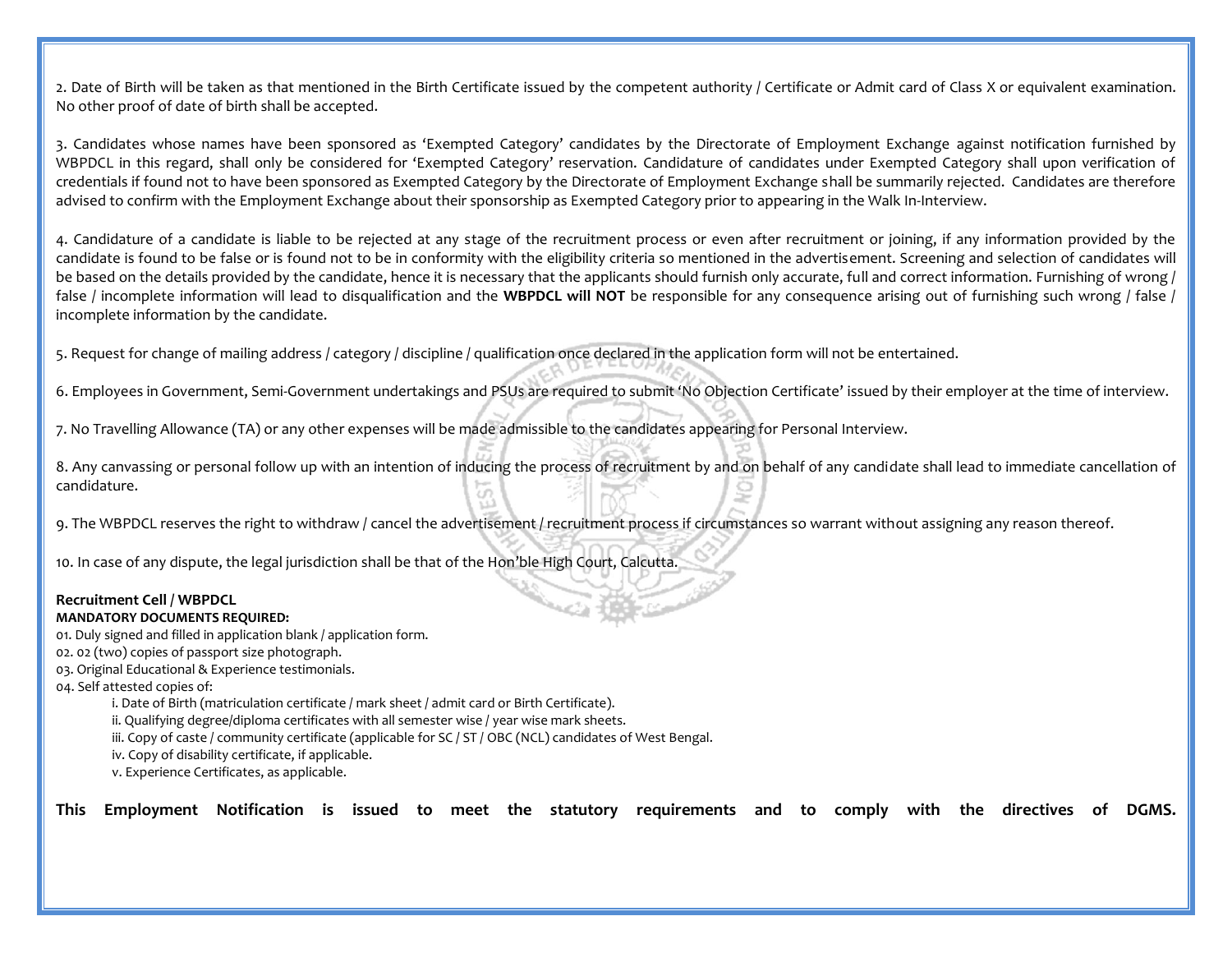2. Date of Birth will be taken as that mentioned in the Birth Certificate issued by the competent authority / Certificate or Admit card of Class X or equivalent examination. No other proof of date of birth shall be accepted.

3. Candidates whose names have been sponsored as 'Exempted Category' candidates by the Directorate of Employment Exchange against notification furnished by WBPDCL in this regard, shall only be considered for 'Exempted Category' reservation. Candidature of candidates under Exempted Category shall upon verification of credentials if found not to have been sponsored as Exempted Category by the Directorate of Employment Exchange shall be summarily rejected. Candidates are therefore advised to confirm with the Employment Exchange about their sponsorship as Exempted Category prior to appearing in the Walk In-Interview.

4. Candidature of a candidate is liable to be rejected at any stage of the recruitment process or even after recruitment or joining, if any information provided by the candidate is found to be false or is found not to be in conformity with the eligibility criteria so mentioned in the advertisement. Screening and selection of candidates will be based on the details provided by the candidate, hence it is necessary that the applicants should furnish only accurate, full and correct information. Furnishing of wrong / false / incomplete information will lead to disqualification and the **WBPDCL will NOT** be responsible for any consequence arising out of furnishing such wrong / false / incomplete information by the candidate.

5. Request for change of mailing address / category / discipline / qualification once declared in the application form will not be entertained.

6. Employees in Government, Semi-Government undertakings and PSUs are required to submit 'No Objection Certificate' issued by their employer at the time of interview.

7. No Travelling Allowance (TA) or any other expenses will be made admissible to the candidates appearing for Personal Interview.

8. Any canvassing or personal follow up with an intention of inducing the process of recruitment by and on behalf of any candidate shall lead to immediate cancellation of candidature.

9. The WBPDCL reserves the right to withdraw / cancel the advertisement / recruitment process if circumstances so warrant without assigning any reason thereof.

10. In case of any dispute, the legal jurisdiction shall be that of the Hon'ble High Court, Calcutta.

**Recruitment Cell / WBPDCL**

**MANDATORY DOCUMENTS REQUIRED:**

01. Duly signed and filled in application blank / application form.
02. 02 (two) copies of passport size photograph.
03. Original Educational & Experience testimonials.
04. Self attested copies of:
    - i. Date of Birth (matriculation certificate / mark sheet / admit card or Birth Certificate).
    - ii. Qualifying degree/diploma certificates with all semester wise / year wise mark sheets.
    - iii. Copy of caste / community certificate (applicable for SC / ST / OBC (NCL) candidates of West Bengal.
    - iv. Copy of disability certificate, if applicable.
    - v. Experience Certificates, as applicable.

**This Employment Notification is issued to meet the statutory requirements and to comply with the directives of DGMS.**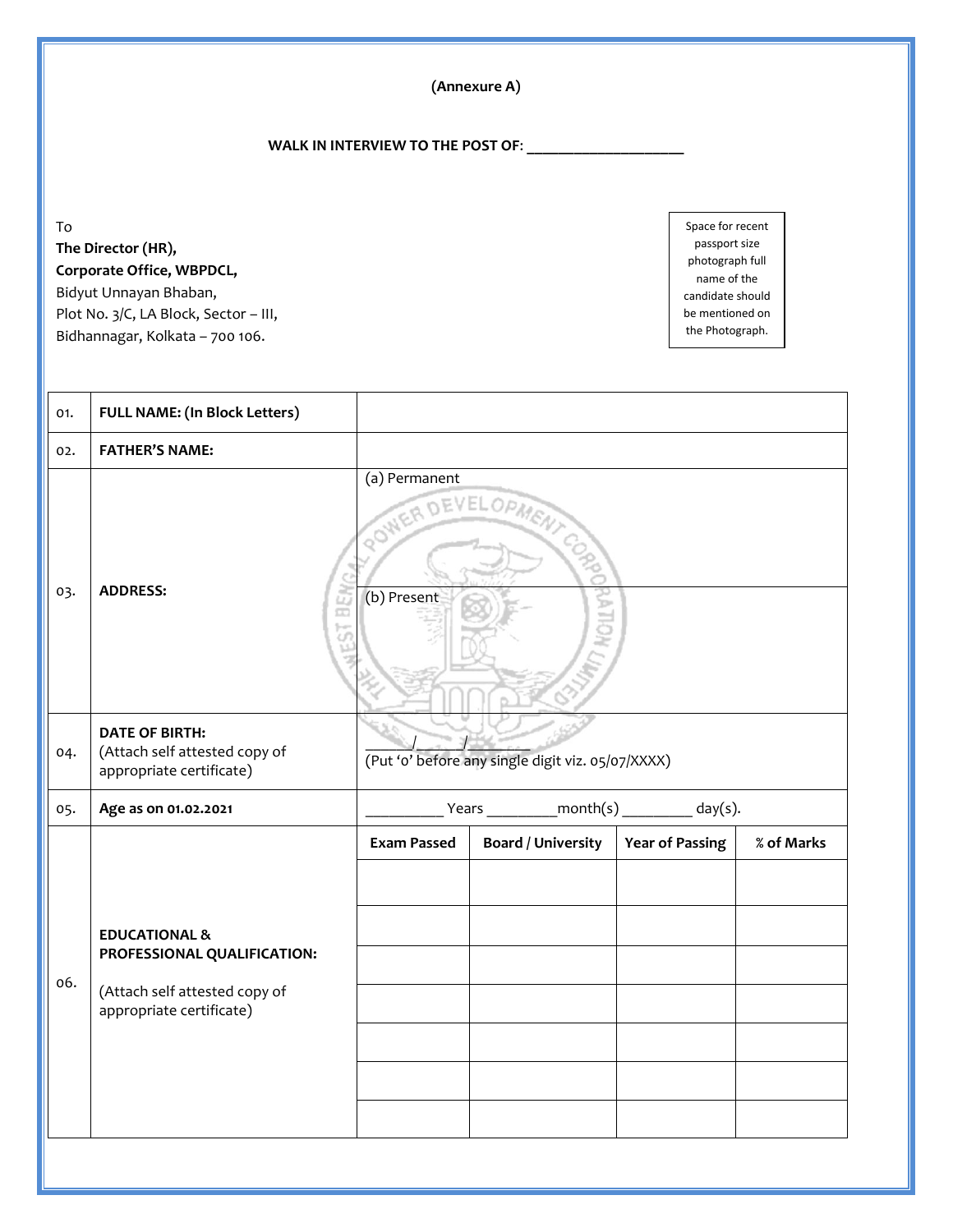(Annexure A)

**WALK IN INTERVIEW TO THE POST OF: ____________________**

To
**The Director (HR),**
**Corporate Office, WBPDCL,**
Bidyut Unnayan Bhaban,
Plot No. 3/C, LA Block, Sector – III,
Bidhannagar, Kolkata – 700 106.

Space for recent passport size photograph full name of the candidate should be mentioned on the Photograph.

| | | | | | |
|---|---|---|---|---|---|
| 01. | **FULL NAME: (In Block Letters)** | | | | |
| 02. | **FATHER'S NAME:** | | | | |
| 03. | **ADDRESS:** | (a) Permanent | | | |
| | | (b) Present | | | |
| 04. | **DATE OF BIRTH:** (Attach self attested copy of appropriate certificate) | ______/______/______ (Put '0' before any single digit viz. 05/07/XXXX) | | | |
| 05. | **Age as on 01.02.2021** | __________ Years _________month(s) _________ day(s). | | | |
| 06. | **EDUCATIONAL & PROFESSIONAL QUALIFICATION:** (Attach self attested copy of appropriate certificate) | **Exam Passed** | **Board / University** | **Year of Passing** | **% of Marks** |
| | | | | | |
| | | | | | |
| | | | | | |
| | | | | | |
| | | | | | |
| | | | | | |
| | | | | | |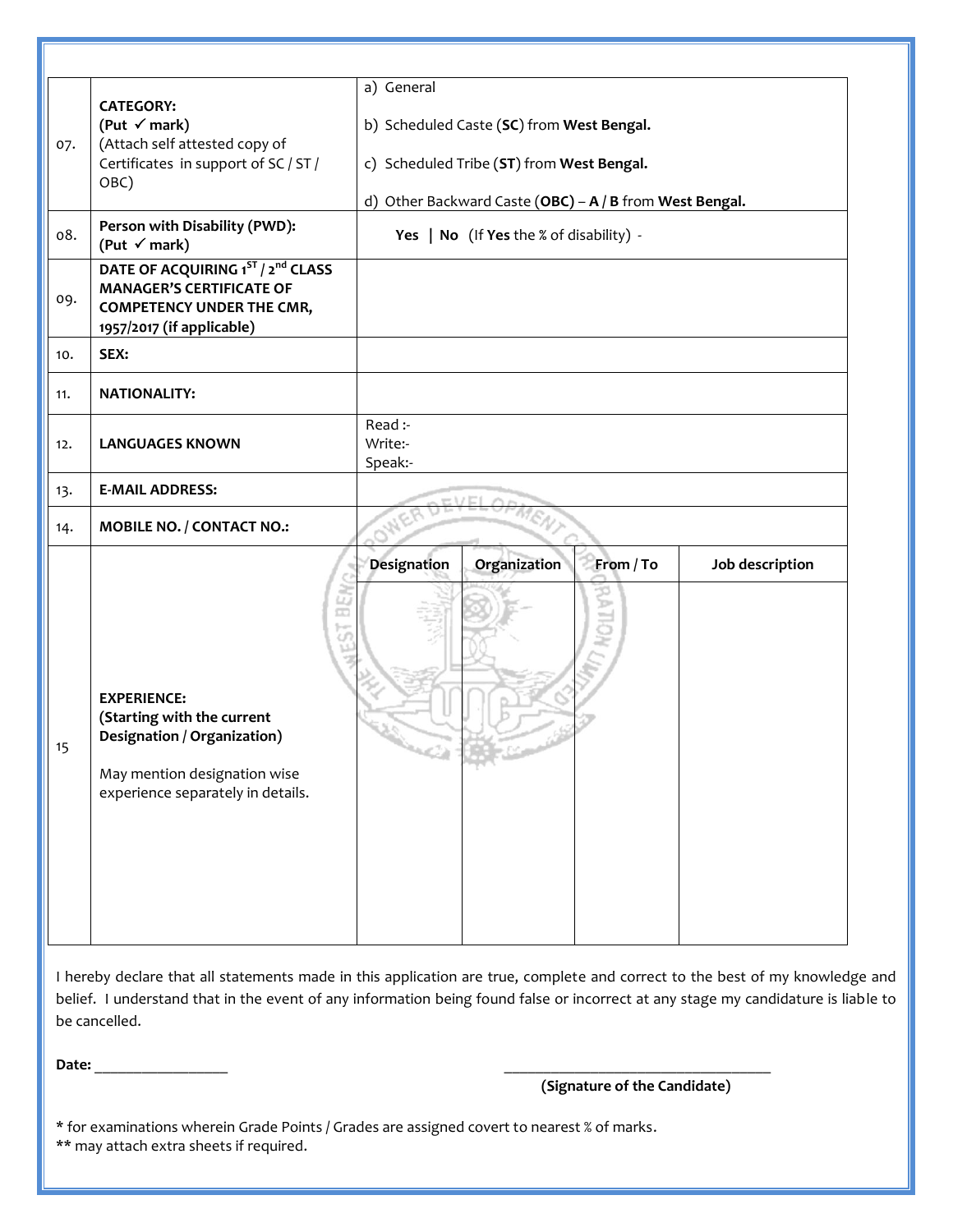| | | |
|---|---|---|
| 07. | **CATEGORY:** **(Put ✓ mark)** (Attach self attested copy of Certificates in support of SC / ST / OBC) | a) General<br>b) Scheduled Caste (**SC**) from **West Bengal.**<br>c) Scheduled Tribe (**ST**) from **West Bengal.**<br>d) Other Backward Caste (**OBC**) – **A / B** from **West Bengal.** |
| 08. | **Person with Disability (PWD):** **(Put ✓ mark)** | **Yes \| No** (If **Yes** the % of disability) - |
| 09. | **DATE OF ACQUIRING 1ST / 2nd CLASS MANAGER'S CERTIFICATE OF COMPETENCY UNDER THE CMR, 1957/2017 (if applicable)** | |
| 10. | **SEX:** | |
| 11. | **NATIONALITY:** | |
| 12. | **LANGUAGES KNOWN** | Read :-<br>Write:-<br>Speak:- |
| 13. | **E-MAIL ADDRESS:** | |
| 14. | **MOBILE NO. / CONTACT NO.:** | |

| | | | | | |
|---|---|---|---|---|---|
| 15 | **EXPERIENCE:** **(Starting with the current Designation / Organization)** May mention designation wise experience separately in details. | **Designation** | **Organization** | **From / To** | **Job description** |
| | | | | | |

I hereby declare that all statements made in this application are true, complete and correct to the best of my knowledge and belief. I understand that in the event of any information being found false or incorrect at any stage my candidature is liable to be cancelled.

**Date:** ________________

________________________________
**(Signature of the Candidate)**

* for examinations wherein Grade Points / Grades are assigned covert to nearest % of marks.
** may attach extra sheets if required.